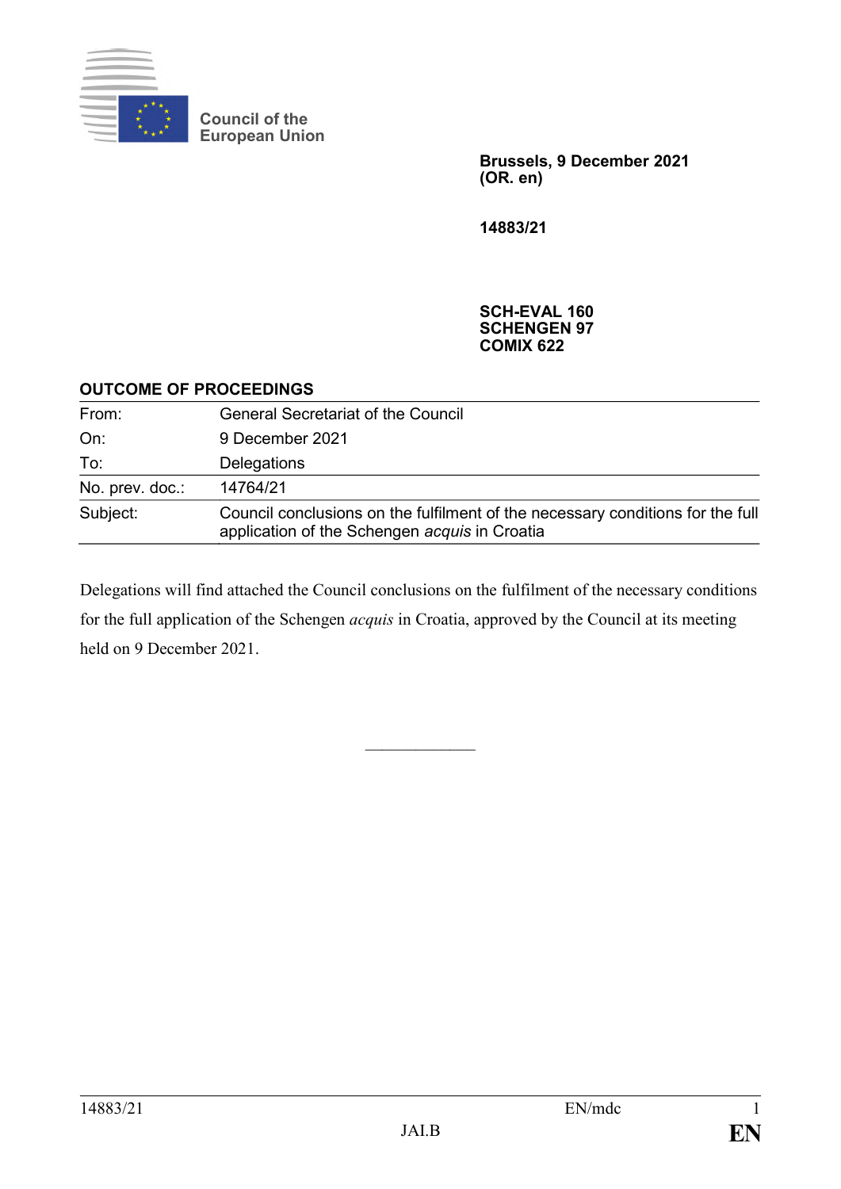Council of the
European Union

**Brussels, 9 December 2021**
**(OR. en)**

**14883/21**

**SCH-EVAL 160**
**SCHENGEN 97**
**COMIX 622**

**OUTCOME OF PROCEEDINGS**

| | |
|---|---|
| From: | General Secretariat of the Council |
| On: | 9 December 2021 |
| To: | Delegations |
| No. prev. doc.: | 14764/21 |
| Subject: | Council conclusions on the fulfilment of the necessary conditions for the full application of the Schengen *acquis* in Croatia |

Delegations will find attached the Council conclusions on the fulfilment of the necessary conditions for the full application of the Schengen *acquis* in Croatia, approved by the Council at its meeting held on 9 December 2021.

______________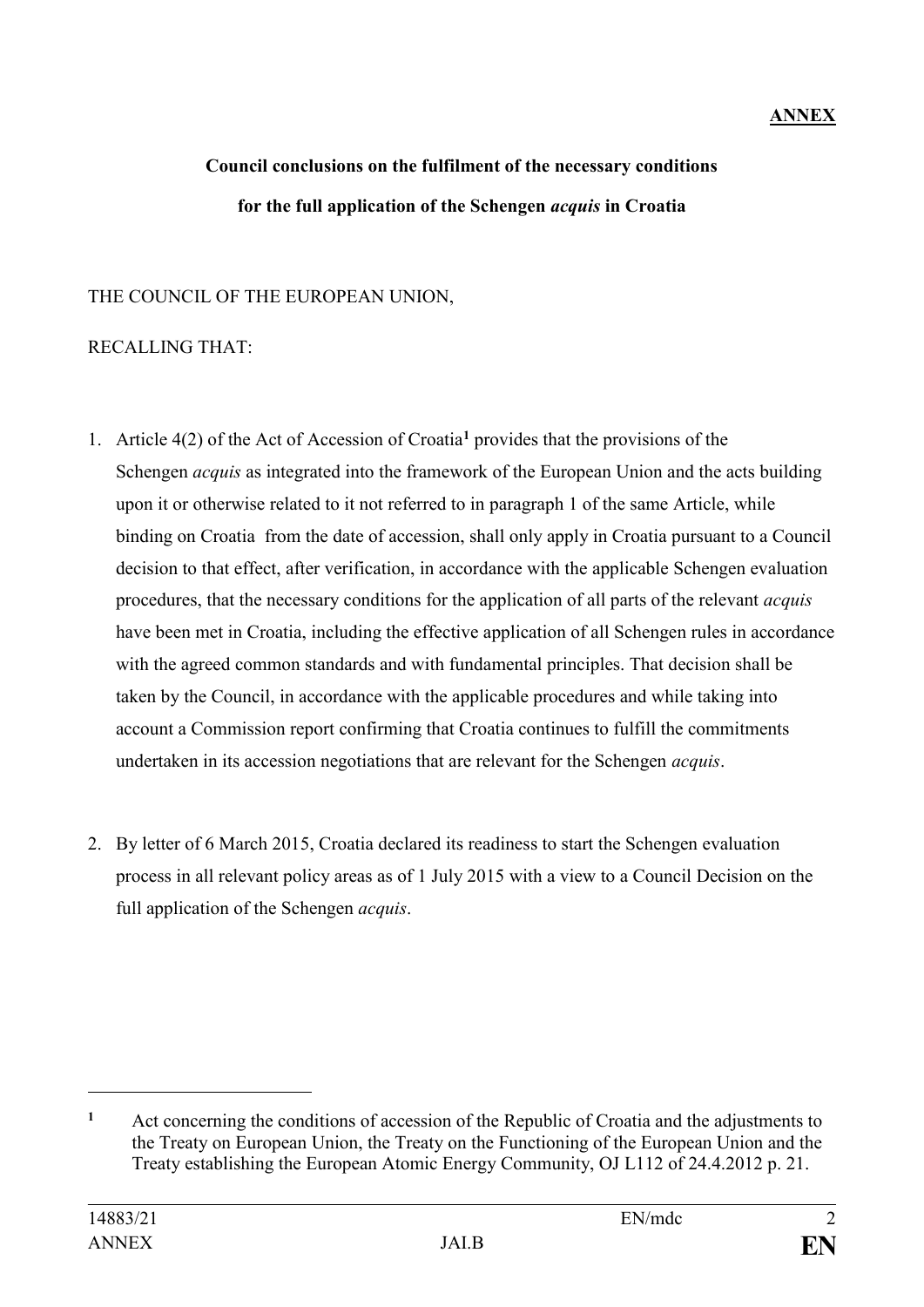**ANNEX**

**Council conclusions on the fulfilment of the necessary conditions for the full application of the Schengen *acquis* in Croatia**

THE COUNCIL OF THE EUROPEAN UNION,

RECALLING THAT:

1. Article 4(2) of the Act of Accession of Croatia[1] provides that the provisions of the Schengen *acquis* as integrated into the framework of the European Union and the acts building upon it or otherwise related to it not referred to in paragraph 1 of the same Article, while binding on Croatia from the date of accession, shall only apply in Croatia pursuant to a Council decision to that effect, after verification, in accordance with the applicable Schengen evaluation procedures, that the necessary conditions for the application of all parts of the relevant *acquis* have been met in Croatia, including the effective application of all Schengen rules in accordance with the agreed common standards and with fundamental principles. That decision shall be taken by the Council, in accordance with the applicable procedures and while taking into account a Commission report confirming that Croatia continues to fulfill the commitments undertaken in its accession negotiations that are relevant for the Schengen *acquis*.

2. By letter of 6 March 2015, Croatia declared its readiness to start the Schengen evaluation process in all relevant policy areas as of 1 July 2015 with a view to a Council Decision on the full application of the Schengen *acquis*.

[1] Act concerning the conditions of accession of the Republic of Croatia and the adjustments to the Treaty on European Union, the Treaty on the Functioning of the European Union and the Treaty establishing the European Atomic Energy Community, OJ L112 of 24.4.2012 p. 21.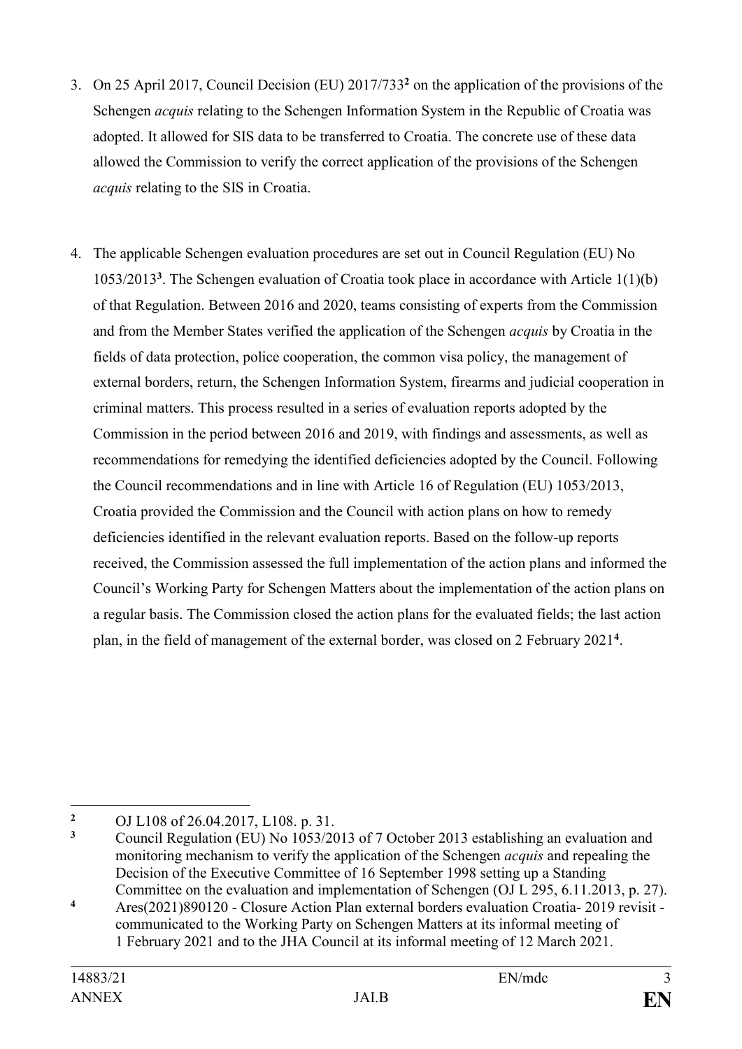3. On 25 April 2017, Council Decision (EU) 2017/733[2] on the application of the provisions of the Schengen *acquis* relating to the Schengen Information System in the Republic of Croatia was adopted. It allowed for SIS data to be transferred to Croatia. The concrete use of these data allowed the Commission to verify the correct application of the provisions of the Schengen *acquis* relating to the SIS in Croatia.

4. The applicable Schengen evaluation procedures are set out in Council Regulation (EU) No 1053/2013[3]. The Schengen evaluation of Croatia took place in accordance with Article 1(1)(b) of that Regulation. Between 2016 and 2020, teams consisting of experts from the Commission and from the Member States verified the application of the Schengen *acquis* by Croatia in the fields of data protection, police cooperation, the common visa policy, the management of external borders, return, the Schengen Information System, firearms and judicial cooperation in criminal matters. This process resulted in a series of evaluation reports adopted by the Commission in the period between 2016 and 2019, with findings and assessments, as well as recommendations for remedying the identified deficiencies adopted by the Council. Following the Council recommendations and in line with Article 16 of Regulation (EU) 1053/2013, Croatia provided the Commission and the Council with action plans on how to remedy deficiencies identified in the relevant evaluation reports. Based on the follow-up reports received, the Commission assessed the full implementation of the action plans and informed the Council's Working Party for Schengen Matters about the implementation of the action plans on a regular basis. The Commission closed the action plans for the evaluated fields; the last action plan, in the field of management of the external border, was closed on 2 February 2021[4].

---

[2] OJ L108 of 26.04.2017, L108. p. 31.

[3] Council Regulation (EU) No 1053/2013 of 7 October 2013 establishing an evaluation and monitoring mechanism to verify the application of the Schengen *acquis* and repealing the Decision of the Executive Committee of 16 September 1998 setting up a Standing Committee on the evaluation and implementation of Schengen (OJ L 295, 6.11.2013, p. 27).

[4] Ares(2021)890120 - Closure Action Plan external borders evaluation Croatia- 2019 revisit - communicated to the Working Party on Schengen Matters at its informal meeting of 1 February 2021 and to the JHA Council at its informal meeting of 12 March 2021.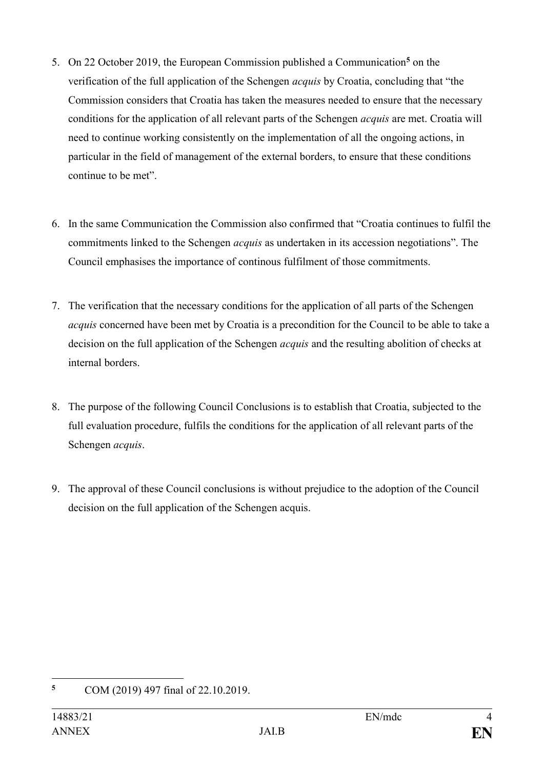5. On 22 October 2019, the European Commission published a Communication[5] on the verification of the full application of the Schengen *acquis* by Croatia, concluding that "the Commission considers that Croatia has taken the measures needed to ensure that the necessary conditions for the application of all relevant parts of the Schengen *acquis* are met. Croatia will need to continue working consistently on the implementation of all the ongoing actions, in particular in the field of management of the external borders, to ensure that these conditions continue to be met".

6. In the same Communication the Commission also confirmed that "Croatia continues to fulfil the commitments linked to the Schengen *acquis* as undertaken in its accession negotiations". The Council emphasises the importance of continous fulfilment of those commitments.

7. The verification that the necessary conditions for the application of all parts of the Schengen *acquis* concerned have been met by Croatia is a precondition for the Council to be able to take a decision on the full application of the Schengen *acquis* and the resulting abolition of checks at internal borders.

8. The purpose of the following Council Conclusions is to establish that Croatia, subjected to the full evaluation procedure, fulfils the conditions for the application of all relevant parts of the Schengen *acquis*.

9. The approval of these Council conclusions is without prejudice to the adoption of the Council decision on the full application of the Schengen acquis.

---

[5] COM (2019) 497 final of 22.10.2019.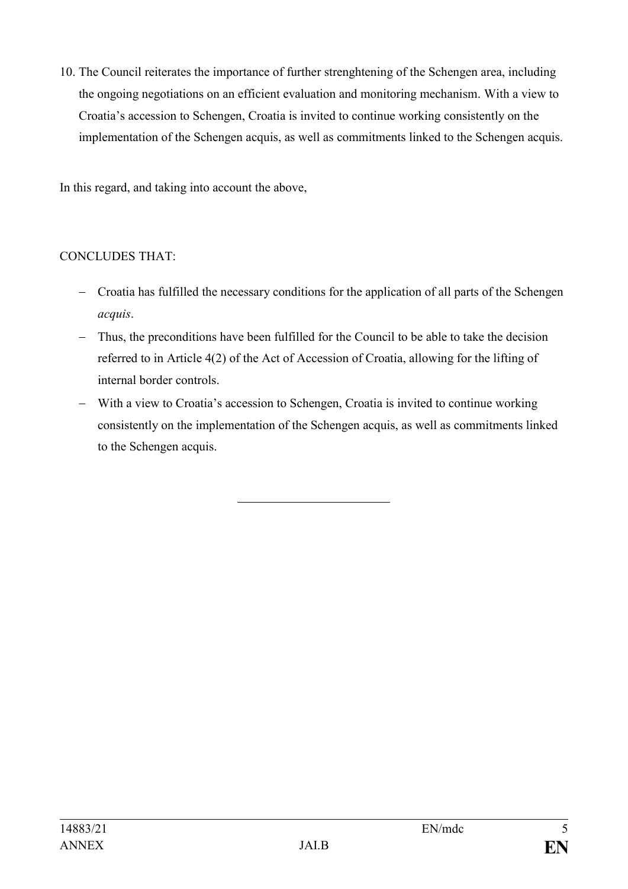10. The Council reiterates the importance of further strenghtening of the Schengen area, including the ongoing negotiations on an efficient evaluation and monitoring mechanism. With a view to Croatia's accession to Schengen, Croatia is invited to continue working consistently on the implementation of the Schengen acquis, as well as commitments linked to the Schengen acquis.

In this regard, and taking into account the above,

CONCLUDES THAT:

- Croatia has fulfilled the necessary conditions for the application of all parts of the Schengen *acquis*.
- Thus, the preconditions have been fulfilled for the Council to be able to take the decision referred to in Article 4(2) of the Act of Accession of Croatia, allowing for the lifting of internal border controls.
- With a view to Croatia's accession to Schengen, Croatia is invited to continue working consistently on the implementation of the Schengen acquis, as well as commitments linked to the Schengen acquis.